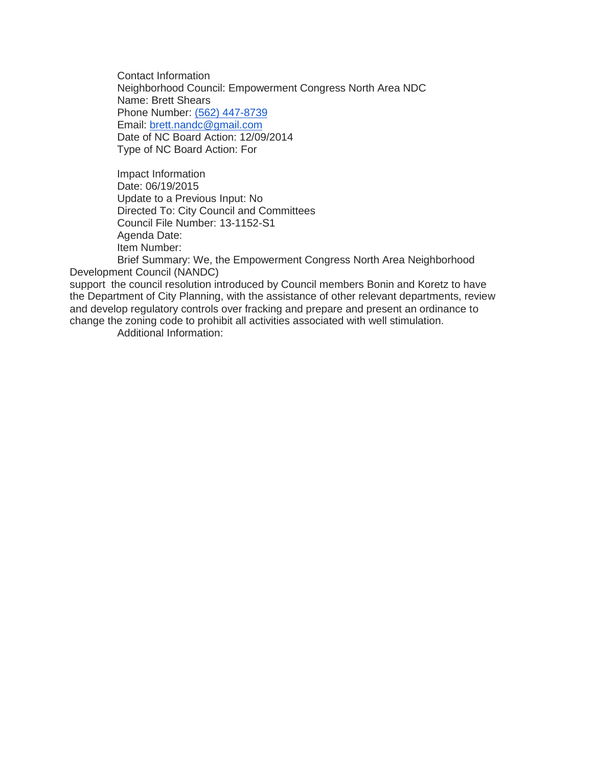Contact Information
Neighborhood Council: Empowerment Congress North Area NDC
Name: Brett Shears
Phone Number: (562) 447-8739
Email: brett.nandc@gmail.com
Date of NC Board Action: 12/09/2014
Type of NC Board Action: For

Impact Information
Date: 06/19/2015
Update to a Previous Input: No
Directed To: City Council and Committees
Council File Number: 13-1152-S1
Agenda Date:
Item Number:
Brief Summary: We, the Empowerment Congress North Area Neighborhood Development Council (NANDC) support the council resolution introduced by Council members Bonin and Koretz to have the Department of City Planning, with the assistance of other relevant departments, review and develop regulatory controls over fracking and prepare and present an ordinance to change the zoning code to prohibit all activities associated with well stimulation.
Additional Information: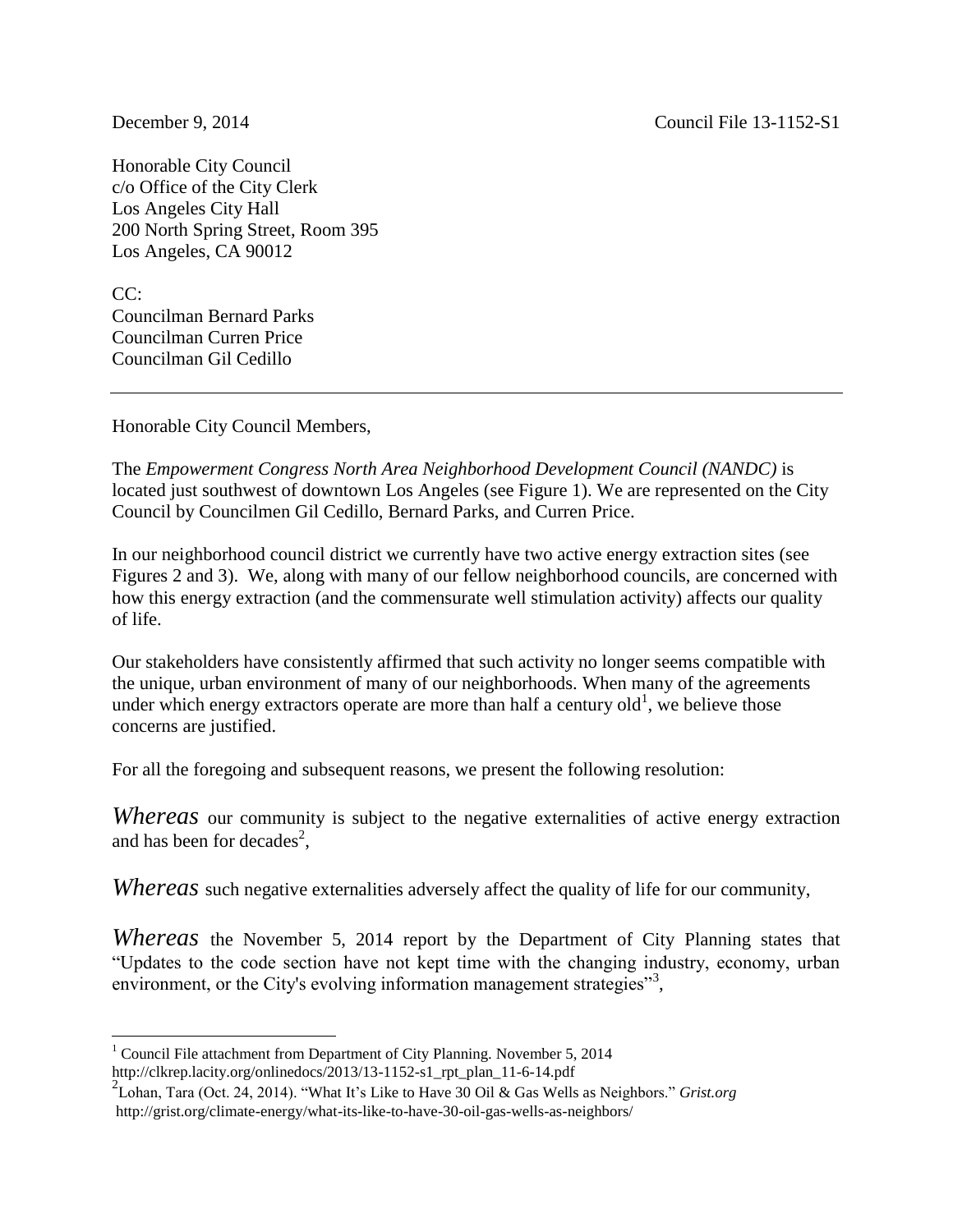December 9, 2014 Council File 13-1152-S1

Honorable City Council
c/o Office of the City Clerk
Los Angeles City Hall
200 North Spring Street, Room 395
Los Angeles, CA 90012

CC:
Councilman Bernard Parks
Councilman Curren Price
Councilman Gil Cedillo

---

Honorable City Council Members,

The *Empowerment Congress North Area Neighborhood Development Council (NANDC)* is located just southwest of downtown Los Angeles (see Figure 1). We are represented on the City Council by Councilmen Gil Cedillo, Bernard Parks, and Curren Price.

In our neighborhood council district we currently have two active energy extraction sites (see Figures 2 and 3). We, along with many of our fellow neighborhood councils, are concerned with how this energy extraction (and the commensurate well stimulation activity) affects our quality of life.

Our stakeholders have consistently affirmed that such activity no longer seems compatible with the unique, urban environment of many of our neighborhoods. When many of the agreements under which energy extractors operate are more than half a century old[1], we believe those concerns are justified.

For all the foregoing and subsequent reasons, we present the following resolution:

*Whereas* our community is subject to the negative externalities of active energy extraction and has been for decades[2],

*Whereas* such negative externalities adversely affect the quality of life for our community,

*Whereas* the November 5, 2014 report by the Department of City Planning states that "Updates to the code section have not kept time with the changing industry, economy, urban environment, or the City's evolving information management strategies"[3],

---

[1] Council File attachment from Department of City Planning. November 5, 2014 http://clkrep.lacity.org/onlinedocs/2013/13-1152-s1_rpt_plan_11-6-14.pdf

[2] Lohan, Tara (Oct. 24, 2014). "What It's Like to Have 30 Oil & Gas Wells as Neighbors." *Grist.org* http://grist.org/climate-energy/what-its-like-to-have-30-oil-gas-wells-as-neighbors/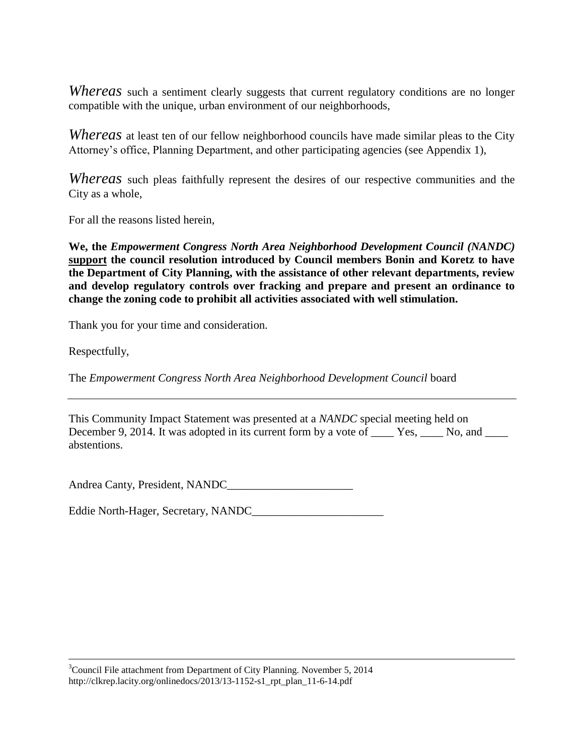*Whereas* such a sentiment clearly suggests that current regulatory conditions are no longer compatible with the unique, urban environment of our neighborhoods,

*Whereas* at least ten of our fellow neighborhood councils have made similar pleas to the City Attorney's office, Planning Department, and other participating agencies (see Appendix 1),

*Whereas* such pleas faithfully represent the desires of our respective communities and the City as a whole,

For all the reasons listed herein,

**We, the *Empowerment Congress North Area Neighborhood Development Council (NANDC)* <u>support</u> the council resolution introduced by Council members Bonin and Koretz to have the Department of City Planning, with the assistance of other relevant departments, review and develop regulatory controls over fracking and prepare and present an ordinance to change the zoning code to prohibit all activities associated with well stimulation.**

Thank you for your time and consideration.

Respectfully,

The *Empowerment Congress North Area Neighborhood Development Council* board

---

This Community Impact Statement was presented at a *NANDC* special meeting held on December 9, 2014. It was adopted in its current form by a vote of ____ Yes, ____ No, and ____ abstentions.

Andrea Canty, President, NANDC______________________

Eddie North-Hager, Secretary, NANDC_______________________

---

[3] Council File attachment from Department of City Planning. November 5, 2014 http://clkrep.lacity.org/onlinedocs/2013/13-1152-s1_rpt_plan_11-6-14.pdf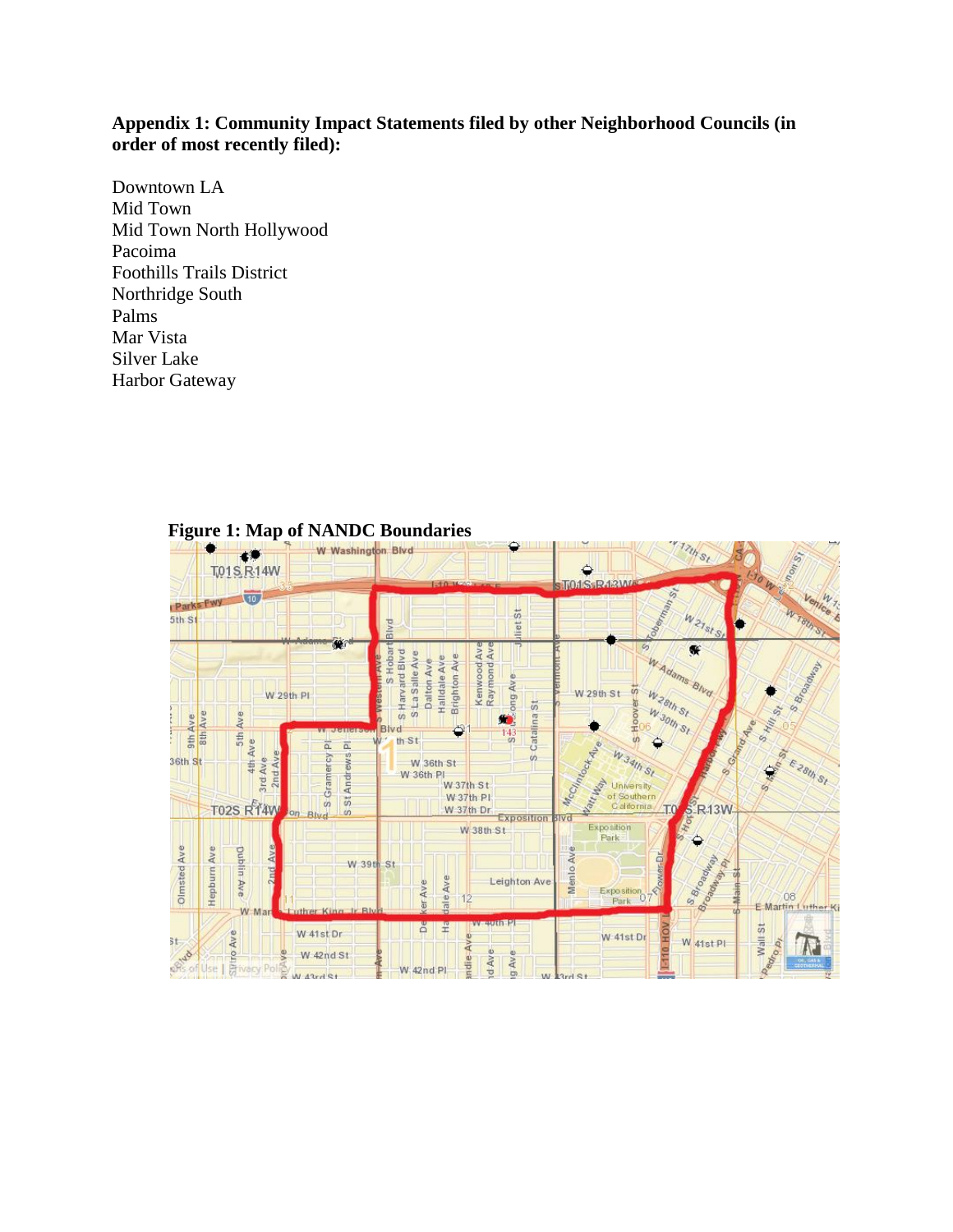**Appendix 1: Community Impact Statements filed by other Neighborhood Councils (in order of most recently filed):**

Downtown LA
Mid Town
Mid Town North Hollywood
Pacoima
Foothills Trails District
Northridge South
Palms
Mar Vista
Silver Lake
Harbor Gateway

**Figure 1: Map of NANDC Boundaries**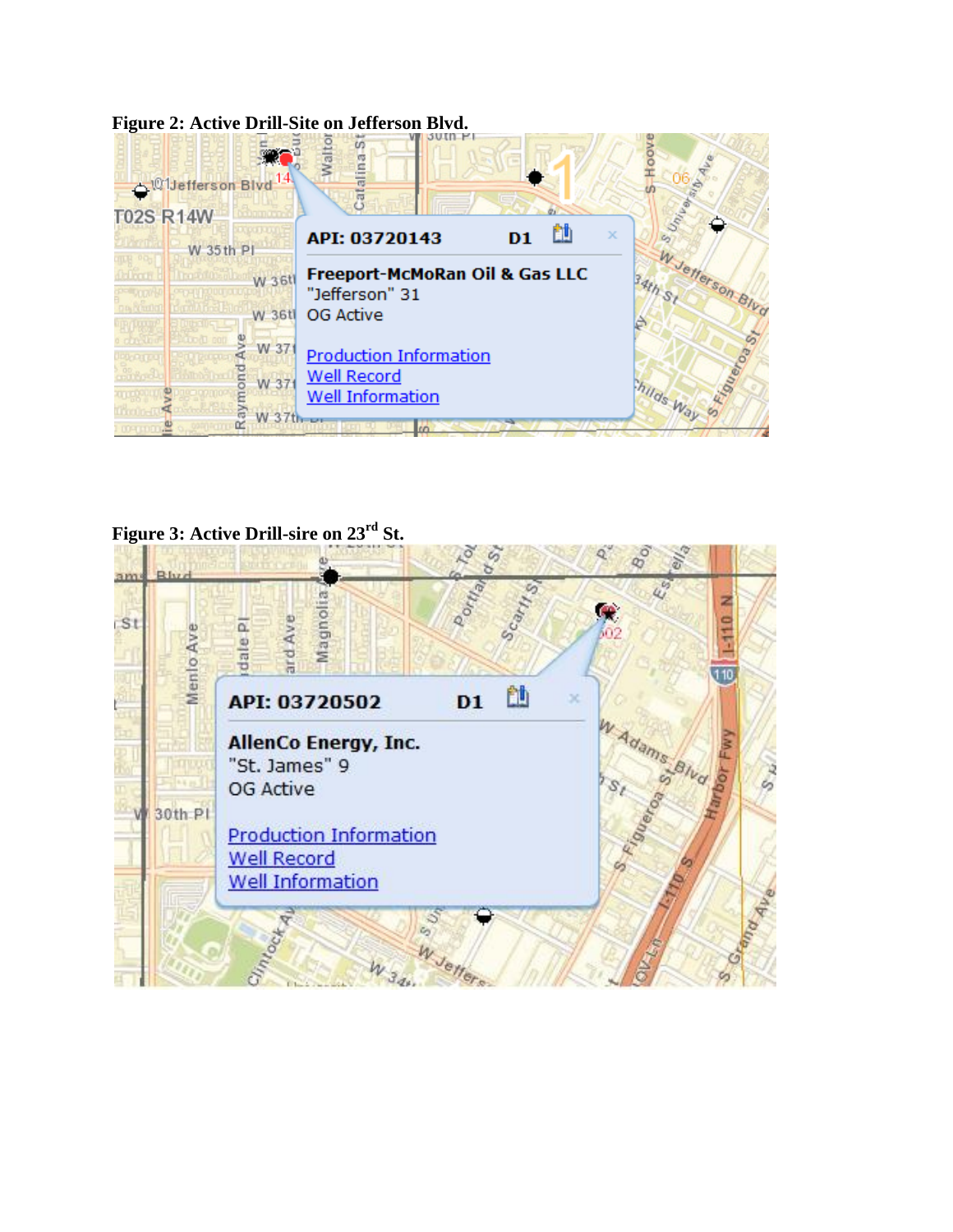**Figure 2: Active Drill-Site on Jefferson Blvd.**

API: 03720143 D1

Freeport-McMoRan Oil & Gas LLC
"Jefferson" 31
OG Active

Production Information
Well Record
Well Information

**Figure 3: Active Drill-sire on 23rd St.**

API: 03720502 D1

AllenCo Energy, Inc.
"St. James" 9
OG Active

Production Information
Well Record
Well Information